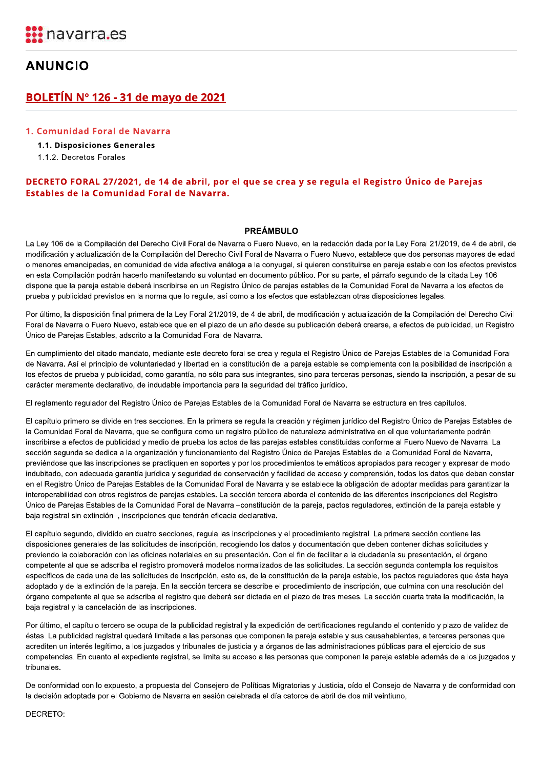navarra.es

# ANUNCIO

## BOLETÍN Nº 126 - 31 de mayo de 2021

### 1. Comunidad Foral de Navarra

**1.1. Disposiciones Generales**

1.1.2. Decretos Forales

## DECRETO FORAL 27/2021, de 14 de abril, por el que se crea y se regula el Registro Único de Parejas Estables de la Comunidad Foral de Navarra.

### PREÁMBULO

La Ley 106 de la Compilación del Derecho Civil Foral de Navarra o Fuero Nuevo, en la redacción dada por la Ley Foral 21/2019, de 4 de abril, de modificación y actualización de la Compilación del Derecho Civil Foral de Navarra o Fuero Nuevo, establece que dos personas mayores de edad o menores emancipadas, en comunidad de vida afectiva análoga a la conyugal, si quieren constituirse en pareja estable con los efectos previstos en esta Compilación podrán hacerlo manifestando su voluntad en documento público. Por su parte, el párrafo segundo de la citada Ley 106 dispone que la pareja estable deberá inscribirse en un Registro Único de parejas estables de la Comunidad Foral de Navarra a los efectos de prueba y publicidad previstos en la norma que lo regule, así como a los efectos que establezcan otras disposiciones legales.

Por último, la disposición final primera de la Ley Foral 21/2019, de 4 de abril, de modificación y actualización de la Compilación del Derecho Civil Foral de Navarra o Fuero Nuevo, establece que en el plazo de un año desde su publicación deberá crearse, a efectos de publicidad, un Registro Único de Parejas Estables, adscrito a la Comunidad Foral de Navarra.

En cumplimiento del citado mandato, mediante este decreto foral se crea y regula el Registro Único de Parejas Estables de la Comunidad Foral de Navarra. Así el principio de voluntariedad y libertad en la constitución de la pareja estable se complementa con la posibilidad de inscripción a los efectos de prueba y publicidad, como garantía, no sólo para sus integrantes, sino para terceras personas, siendo la inscripción, a pesar de su carácter meramente declarativo, de indudable importancia para la seguridad del tráfico jurídico.

El reglamento regulador del Registro Único de Parejas Estables de la Comunidad Foral de Navarra se estructura en tres capítulos.

El capítulo primero se divide en tres secciones. En la primera se regula la creación y régimen jurídico del Registro Único de Parejas Estables de la Comunidad Foral de Navarra, que se configura como un registro público de naturaleza administrativa en el que voluntariamente podrán inscribirse a efectos de publicidad y medio de prueba los actos de las parejas estables constituidas conforme al Fuero Nuevo de Navarra. La sección segunda se dedica a la organización y funcionamiento del Registro Único de Parejas Estables de la Comunidad Foral de Navarra, previéndose que las inscripciones se practiquen en soportes y por los procedimientos telemáticos apropiados para recoger y expresar de modo indubitado, con adecuada garantía jurídica y seguridad de conservación y facilidad de acceso y comprensión, todos los datos que deban constar en el Registro Único de Parejas Estables de la Comunidad Foral de Navarra y se establece la obligación de adoptar medidas para garantizar la interoperabilidad con otros registros de parejas estables. La sección tercera aborda el contenido de las diferentes inscripciones del Registro Único de Parejas Estables de la Comunidad Foral de Navarra –constitución de la pareja, pactos reguladores, extinción de la pareja estable y baja registral sin extinción–, inscripciones que tendrán eficacia declarativa.

El capítulo segundo, dividido en cuatro secciones, regula las inscripciones y el procedimiento registral. La primera sección contiene las disposiciones generales de las solicitudes de inscripción, recogiendo los datos y documentación que deben contener dichas solicitudes y previendo la colaboración con las oficinas notariales en su presentación. Con el fin de facilitar a la ciudadanía su presentación, el órgano competente al que se adscriba el registro promoverá modelos normalizados de las solicitudes. La sección segunda contempla los requisitos específicos de cada una de las solicitudes de inscripción, esto es, de la constitución de la pareja estable, los pactos reguladores que ésta haya adoptado y de la extinción de la pareja. En la sección tercera se describe el procedimiento de inscripción, que culmina con una resolución del órgano competente al que se adscriba el registro que deberá ser dictada en el plazo de tres meses. La sección cuarta trata la modificación, la baja registral y la cancelación de las inscripciones.

Por último, el capítulo tercero se ocupa de la publicidad registral y la expedición de certificaciones regulando el contenido y plazo de validez de éstas. La publicidad registral quedará limitada a las personas que componen la pareja estable y sus causahabientes, a terceras personas que acrediten un interés legítimo, a los juzgados y tribunales de justicia y a órganos de las administraciones públicas para el ejercicio de sus competencias. En cuanto al expediente registral, se limita su acceso a las personas que componen la pareja estable además de a los juzgados y tribunales.

De conformidad con lo expuesto, a propuesta del Consejero de Políticas Migratorias y Justicia, oído el Consejo de Navarra y de conformidad con la decisión adoptada por el Gobierno de Navarra en sesión celebrada el día catorce de abril de dos mil veintiuno,

DECRETO: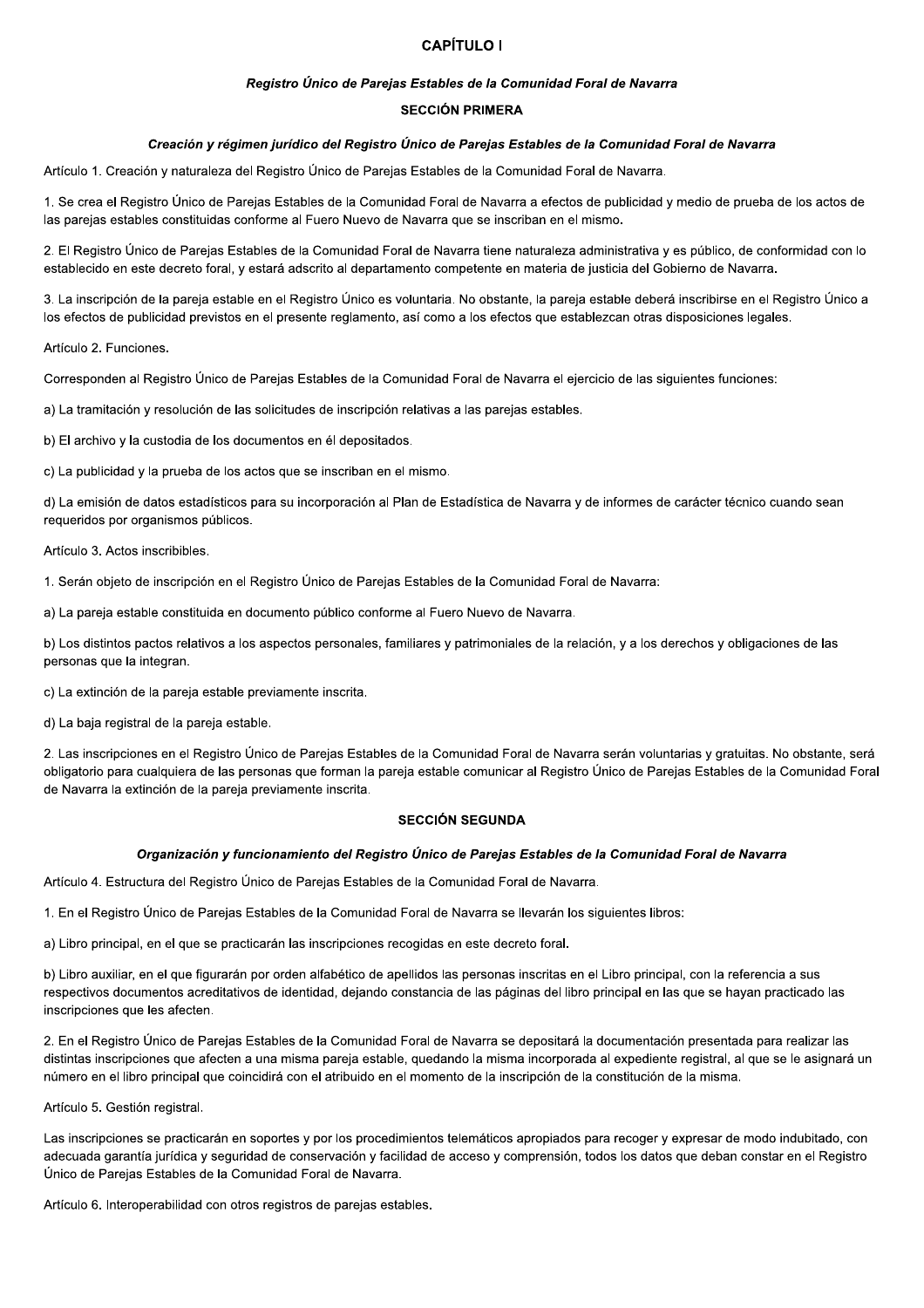## CAPÍTULO I

### *Registro Único de Parejas Estables de la Comunidad Foral de Navarra*

#### SECCIÓN PRIMERA

##### *Creación y régimen jurídico del Registro Único de Parejas Estables de la Comunidad Foral de Navarra*

Artículo 1. Creación y naturaleza del Registro Único de Parejas Estables de la Comunidad Foral de Navarra.

1. Se crea el Registro Único de Parejas Estables de la Comunidad Foral de Navarra a efectos de publicidad y medio de prueba de los actos de las parejas estables constituidas conforme al Fuero Nuevo de Navarra que se inscriban en el mismo.

2. El Registro Único de Parejas Estables de la Comunidad Foral de Navarra tiene naturaleza administrativa y es público, de conformidad con lo establecido en este decreto foral, y estará adscrito al departamento competente en materia de justicia del Gobierno de Navarra.

3. La inscripción de la pareja estable en el Registro Único es voluntaria. No obstante, la pareja estable deberá inscribirse en el Registro Único a los efectos de publicidad previstos en el presente reglamento, así como a los efectos que establezcan otras disposiciones legales.

Artículo 2. Funciones.

Corresponden al Registro Único de Parejas Estables de la Comunidad Foral de Navarra el ejercicio de las siguientes funciones:

a) La tramitación y resolución de las solicitudes de inscripción relativas a las parejas estables.

b) El archivo y la custodia de los documentos en él depositados.

c) La publicidad y la prueba de los actos que se inscriban en el mismo.

d) La emisión de datos estadísticos para su incorporación al Plan de Estadística de Navarra y de informes de carácter técnico cuando sean requeridos por organismos públicos.

Artículo 3. Actos inscribibles.

1. Serán objeto de inscripción en el Registro Único de Parejas Estables de la Comunidad Foral de Navarra:

a) La pareja estable constituida en documento público conforme al Fuero Nuevo de Navarra.

b) Los distintos pactos relativos a los aspectos personales, familiares y patrimoniales de la relación, y a los derechos y obligaciones de las personas que la integran.

c) La extinción de la pareja estable previamente inscrita.

d) La baja registral de la pareja estable.

2. Las inscripciones en el Registro Único de Parejas Estables de la Comunidad Foral de Navarra serán voluntarias y gratuitas. No obstante, será obligatorio para cualquiera de las personas que forman la pareja estable comunicar al Registro Único de Parejas Estables de la Comunidad Foral de Navarra la extinción de la pareja previamente inscrita.

#### SECCIÓN SEGUNDA

##### *Organización y funcionamiento del Registro Único de Parejas Estables de la Comunidad Foral de Navarra*

Artículo 4. Estructura del Registro Único de Parejas Estables de la Comunidad Foral de Navarra.

1. En el Registro Único de Parejas Estables de la Comunidad Foral de Navarra se llevarán los siguientes libros:

a) Libro principal, en el que se practicarán las inscripciones recogidas en este decreto foral.

b) Libro auxiliar, en el que figurarán por orden alfabético de apellidos las personas inscritas en el Libro principal, con la referencia a sus respectivos documentos acreditativos de identidad, dejando constancia de las páginas del libro principal en las que se hayan practicado las inscripciones que les afecten.

2. En el Registro Único de Parejas Estables de la Comunidad Foral de Navarra se depositará la documentación presentada para realizar las distintas inscripciones que afecten a una misma pareja estable, quedando la misma incorporada al expediente registral, al que se le asignará un número en el libro principal que coincidirá con el atribuido en el momento de la inscripción de la constitución de la misma.

Artículo 5. Gestión registral.

Las inscripciones se practicarán en soportes y por los procedimientos telemáticos apropiados para recoger y expresar de modo indubitado, con adecuada garantía jurídica y seguridad de conservación y facilidad de acceso y comprensión, todos los datos que deban constar en el Registro Único de Parejas Estables de la Comunidad Foral de Navarra.

Artículo 6. Interoperabilidad con otros registros de parejas estables.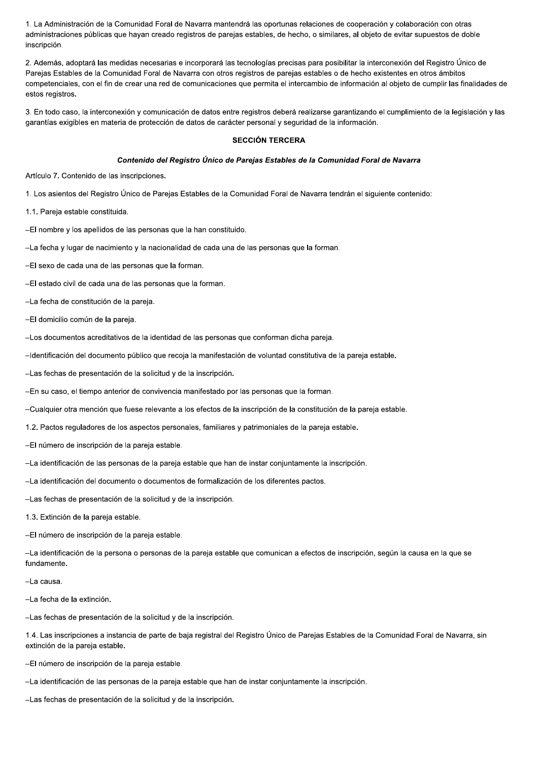1. La Administración de la Comunidad Foral de Navarra mantendrá las oportunas relaciones de cooperación y colaboración con otras administraciones públicas que hayan creado registros de parejas estables, de hecho, o similares, al objeto de evitar supuestos de doble inscripción.

2. Además, adoptará las medidas necesarias e incorporará las tecnologías precisas para posibilitar la interconexión del Registro Único de Parejas Estables de la Comunidad Foral de Navarra con otros registros de parejas estables o de hecho existentes en otros ámbitos competenciales, con el fin de crear una red de comunicaciones que permita el intercambio de información al objeto de cumplir las finalidades de estos registros.

3. En todo caso, la interconexión y comunicación de datos entre registros deberá realizarse garantizando el cumplimiento de la legislación y las garantías exigibles en materia de protección de datos de carácter personal y seguridad de la información.

## SECCIÓN TERCERA

### *Contenido del Registro Único de Parejas Estables de la Comunidad Foral de Navarra*

Artículo 7. Contenido de las inscripciones.

1. Los asientos del Registro Único de Parejas Estables de la Comunidad Foral de Navarra tendrán el siguiente contenido:

1.1. Pareja estable constituida.

–El nombre y los apellidos de las personas que la han constituido.

–La fecha y lugar de nacimiento y la nacionalidad de cada una de las personas que la forman.

–El sexo de cada una de las personas que la forman.

–El estado civil de cada una de las personas que la forman.

–La fecha de constitución de la pareja.

–El domicilio común de la pareja.

–Los documentos acreditativos de la identidad de las personas que conforman dicha pareja.

–Identificación del documento público que recoja la manifestación de voluntad constitutiva de la pareja estable.

–Las fechas de presentación de la solicitud y de la inscripción.

–En su caso, el tiempo anterior de convivencia manifestado por las personas que la forman.

–Cualquier otra mención que fuese relevante a los efectos de la inscripción de la constitución de la pareja estable.

1.2. Pactos reguladores de los aspectos personales, familiares y patrimoniales de la pareja estable.

–El número de inscripción de la pareja estable.

–La identificación de las personas de la pareja estable que han de instar conjuntamente la inscripción.

–La identificación del documento o documentos de formalización de los diferentes pactos.

–Las fechas de presentación de la solicitud y de la inscripción.

1.3. Extinción de la pareja estable.

–El número de inscripción de la pareja estable.

–La identificación de la persona o personas de la pareja estable que comunican a efectos de inscripción, según la causa en la que se fundamente.

–La causa.

–La fecha de la extinción.

–Las fechas de presentación de la solicitud y de la inscripción.

1.4. Las inscripciones a instancia de parte de baja registral del Registro Único de Parejas Estables de la Comunidad Foral de Navarra, sin extinción de la pareja estable.

–El número de inscripción de la pareja estable.

–La identificación de las personas de la pareja estable que han de instar conjuntamente la inscripción.

–Las fechas de presentación de la solicitud y de la inscripción.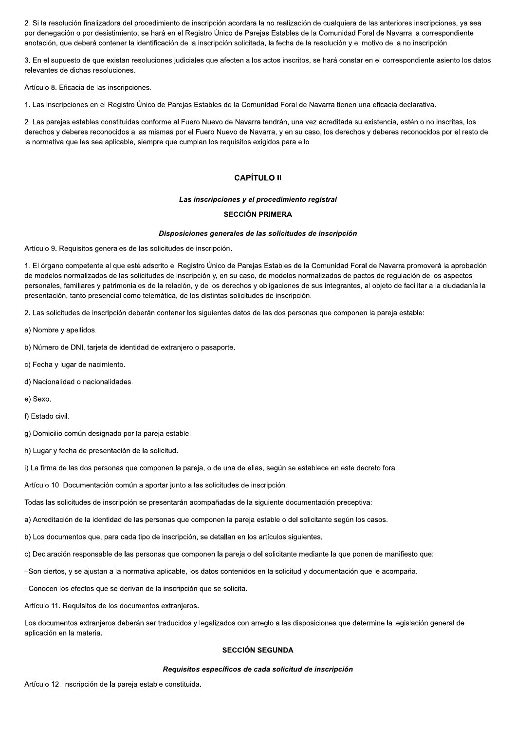2. Si la resolución finalizadora del procedimiento de inscripción acordara la no realización de cualquiera de las anteriores inscripciones, ya sea por denegación o por desistimiento, se hará en el Registro Único de Parejas Estables de la Comunidad Foral de Navarra la correspondiente anotación, que deberá contener la identificación de la inscripción solicitada, la fecha de la resolución y el motivo de la no inscripción.

3. En el supuesto de que existan resoluciones judiciales que afecten a los actos inscritos, se hará constar en el correspondiente asiento los datos relevantes de dichas resoluciones.

Artículo 8. Eficacia de las inscripciones.

1. Las inscripciones en el Registro Único de Parejas Estables de la Comunidad Foral de Navarra tienen una eficacia declarativa.

2. Las parejas estables constituidas conforme al Fuero Nuevo de Navarra tendrán, una vez acreditada su existencia, estén o no inscritas, los derechos y deberes reconocidos a las mismas por el Fuero Nuevo de Navarra, y en su caso, los derechos y deberes reconocidos por el resto de la normativa que les sea aplicable, siempre que cumplan los requisitos exigidos para ello.

## CAPÍTULO II

### *Las inscripciones y el procedimiento registral*

### SECCIÓN PRIMERA

#### *Disposiciones generales de las solicitudes de inscripción*

Artículo 9. Requisitos generales de las solicitudes de inscripción.

1. El órgano competente al que esté adscrito el Registro Único de Parejas Estables de la Comunidad Foral de Navarra promoverá la aprobación de modelos normalizados de las solicitudes de inscripción y, en su caso, de modelos normalizados de pactos de regulación de los aspectos personales, familiares y patrimoniales de la relación, y de los derechos y obligaciones de sus integrantes, al objeto de facilitar a la ciudadanía la presentación, tanto presencial como telemática, de los distintas solicitudes de inscripción.

2. Las solicitudes de inscripción deberán contener los siguientes datos de las dos personas que componen la pareja estable:

a) Nombre y apellidos.

b) Número de DNI, tarjeta de identidad de extranjero o pasaporte.

c) Fecha y lugar de nacimiento.

d) Nacionalidad o nacionalidades.

e) Sexo.

f) Estado civil.

g) Domicilio común designado por la pareja estable.

h) Lugar y fecha de presentación de la solicitud.

i) La firma de las dos personas que componen la pareja, o de una de ellas, según se establece en este decreto foral.

Artículo 10. Documentación común a aportar junto a las solicitudes de inscripción.

Todas las solicitudes de inscripción se presentarán acompañadas de la siguiente documentación preceptiva:

a) Acreditación de la identidad de las personas que componen la pareja estable o del solicitante según los casos.

b) Los documentos que, para cada tipo de inscripción, se detallan en los artículos siguientes.

c) Declaración responsable de las personas que componen la pareja o del solicitante mediante la que ponen de manifiesto que:

–Son ciertos, y se ajustan a la normativa aplicable, los datos contenidos en la solicitud y documentación que le acompaña.

–Conocen los efectos que se derivan de la inscripción que se solicita.

Artículo 11. Requisitos de los documentos extranjeros.

Los documentos extranjeros deberán ser traducidos y legalizados con arreglo a las disposiciones que determine la legislación general de aplicación en la materia.

### SECCIÓN SEGUNDA

#### *Requisitos específicos de cada solicitud de inscripción*

Artículo 12. Inscripción de la pareja estable constituida.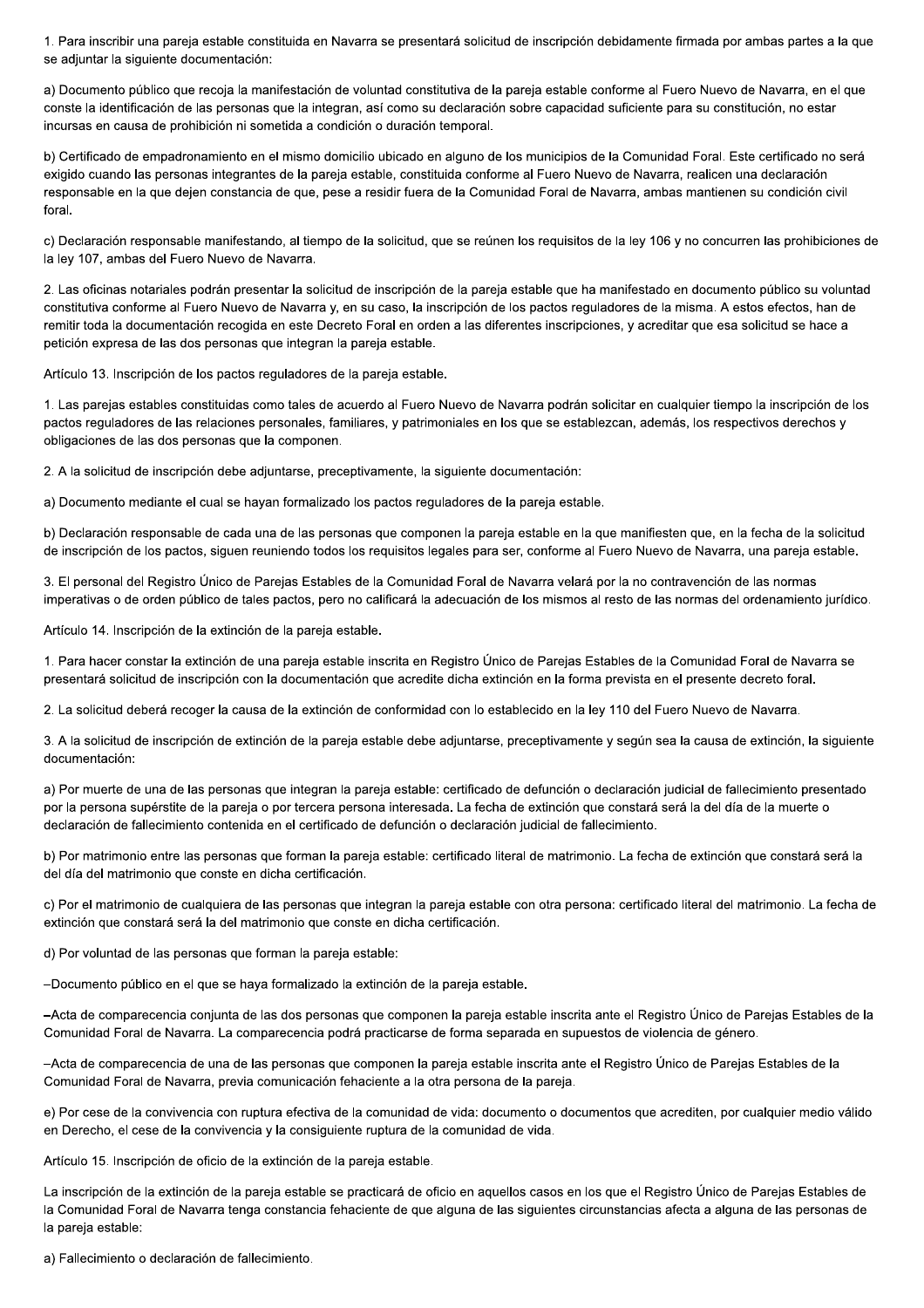1. Para inscribir una pareja estable constituida en Navarra se presentará solicitud de inscripción debidamente firmada por ambas partes a la que se adjuntar la siguiente documentación:

a) Documento público que recoja la manifestación de voluntad constitutiva de la pareja estable conforme al Fuero Nuevo de Navarra, en el que conste la identificación de las personas que la integran, así como su declaración sobre capacidad suficiente para su constitución, no estar incursas en causa de prohibición ni sometida a condición o duración temporal.

b) Certificado de empadronamiento en el mismo domicilio ubicado en alguno de los municipios de la Comunidad Foral. Este certificado no será exigido cuando las personas integrantes de la pareja estable, constituida conforme al Fuero Nuevo de Navarra, realicen una declaración responsable en la que dejen constancia de que, pese a residir fuera de la Comunidad Foral de Navarra, ambas mantienen su condición civil foral.

c) Declaración responsable manifestando, al tiempo de la solicitud, que se reúnen los requisitos de la ley 106 y no concurren las prohibiciones de la ley 107, ambas del Fuero Nuevo de Navarra.

2. Las oficinas notariales podrán presentar la solicitud de inscripción de la pareja estable que ha manifestado en documento público su voluntad constitutiva conforme al Fuero Nuevo de Navarra y, en su caso, la inscripción de los pactos reguladores de la misma. A estos efectos, han de remitir toda la documentación recogida en este Decreto Foral en orden a las diferentes inscripciones, y acreditar que esa solicitud se hace a petición expresa de las dos personas que integran la pareja estable.

Artículo 13. Inscripción de los pactos reguladores de la pareja estable.

1. Las parejas estables constituidas como tales de acuerdo al Fuero Nuevo de Navarra podrán solicitar en cualquier tiempo la inscripción de los pactos reguladores de las relaciones personales, familiares, y patrimoniales en los que se establezcan, además, los respectivos derechos y obligaciones de las dos personas que la componen.

2. A la solicitud de inscripción debe adjuntarse, preceptivamente, la siguiente documentación:

a) Documento mediante el cual se hayan formalizado los pactos reguladores de la pareja estable.

b) Declaración responsable de cada una de las personas que componen la pareja estable en la que manifiesten que, en la fecha de la solicitud de inscripción de los pactos, siguen reuniendo todos los requisitos legales para ser, conforme al Fuero Nuevo de Navarra, una pareja estable.

3. El personal del Registro Único de Parejas Estables de la Comunidad Foral de Navarra velará por la no contravención de las normas imperativas o de orden público de tales pactos, pero no calificará la adecuación de los mismos al resto de las normas del ordenamiento jurídico.

Artículo 14. Inscripción de la extinción de la pareja estable.

1. Para hacer constar la extinción de una pareja estable inscrita en Registro Único de Parejas Estables de la Comunidad Foral de Navarra se presentará solicitud de inscripción con la documentación que acredite dicha extinción en la forma prevista en el presente decreto foral.

2. La solicitud deberá recoger la causa de la extinción de conformidad con lo establecido en la ley 110 del Fuero Nuevo de Navarra.

3. A la solicitud de inscripción de extinción de la pareja estable debe adjuntarse, preceptivamente y según sea la causa de extinción, la siguiente documentación:

a) Por muerte de una de las personas que integran la pareja estable: certificado de defunción o declaración judicial de fallecimiento presentado por la persona supérstite de la pareja o por tercera persona interesada. La fecha de extinción que constará será la del día de la muerte o declaración de fallecimiento contenida en el certificado de defunción o declaración judicial de fallecimiento.

b) Por matrimonio entre las personas que forman la pareja estable: certificado literal de matrimonio. La fecha de extinción que constará será la del día del matrimonio que conste en dicha certificación.

c) Por el matrimonio de cualquiera de las personas que integran la pareja estable con otra persona: certificado literal del matrimonio. La fecha de extinción que constará será la del matrimonio que conste en dicha certificación.

d) Por voluntad de las personas que forman la pareja estable:

–Documento público en el que se haya formalizado la extinción de la pareja estable.

–Acta de comparecencia conjunta de las dos personas que componen la pareja estable inscrita ante el Registro Único de Parejas Estables de la Comunidad Foral de Navarra. La comparecencia podrá practicarse de forma separada en supuestos de violencia de género.

–Acta de comparecencia de una de las personas que componen la pareja estable inscrita ante el Registro Único de Parejas Estables de la Comunidad Foral de Navarra, previa comunicación fehaciente a la otra persona de la pareja.

e) Por cese de la convivencia con ruptura efectiva de la comunidad de vida: documento o documentos que acrediten, por cualquier medio válido en Derecho, el cese de la convivencia y la consiguiente ruptura de la comunidad de vida.

Artículo 15. Inscripción de oficio de la extinción de la pareja estable.

La inscripción de la extinción de la pareja estable se practicará de oficio en aquellos casos en los que el Registro Único de Parejas Estables de la Comunidad Foral de Navarra tenga constancia fehaciente de que alguna de las siguientes circunstancias afecta a alguna de las personas de la pareja estable:

a) Fallecimiento o declaración de fallecimiento.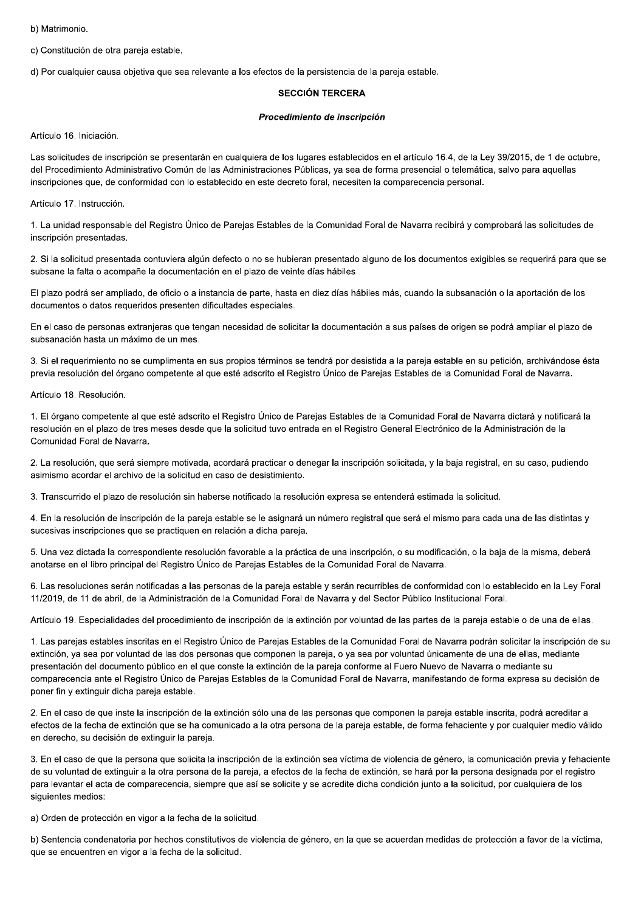b) Matrimonio.

c) Constitución de otra pareja estable.

d) Por cualquier causa objetiva que sea relevante a los efectos de la persistencia de la pareja estable.

## SECCIÓN TERCERA

### *Procedimiento de inscripción*

Artículo 16. Iniciación.

Las solicitudes de inscripción se presentarán en cualquiera de los lugares establecidos en el artículo 16.4, de la Ley 39/2015, de 1 de octubre, del Procedimiento Administrativo Común de las Administraciones Públicas, ya sea de forma presencial o telemática, salvo para aquellas inscripciones que, de conformidad con lo establecido en este decreto foral, necesiten la comparecencia personal.

Artículo 17. Instrucción.

1. La unidad responsable del Registro Único de Parejas Estables de la Comunidad Foral de Navarra recibirá y comprobará las solicitudes de inscripción presentadas.

2. Si la solicitud presentada contuviera algún defecto o no se hubieran presentado alguno de los documentos exigibles se requerirá para que se subsane la falta o acompañe la documentación en el plazo de veinte días hábiles.

El plazo podrá ser ampliado, de oficio o a instancia de parte, hasta en diez días hábiles más, cuando la subsanación o la aportación de los documentos o datos requeridos presenten dificultades especiales.

En el caso de personas extranjeras que tengan necesidad de solicitar la documentación a sus países de origen se podrá ampliar el plazo de subsanación hasta un máximo de un mes.

3. Si el requerimiento no se cumplimenta en sus propios términos se tendrá por desistida a la pareja estable en su petición, archivándose ésta previa resolución del órgano competente al que esté adscrito el Registro Único de Parejas Estables de la Comunidad Foral de Navarra.

Artículo 18. Resolución.

1. El órgano competente al que esté adscrito el Registro Único de Parejas Estables de la Comunidad Foral de Navarra dictará y notificará la resolución en el plazo de tres meses desde que la solicitud tuvo entrada en el Registro General Electrónico de la Administración de la Comunidad Foral de Navarra.

2. La resolución, que será siempre motivada, acordará practicar o denegar la inscripción solicitada, y la baja registral, en su caso, pudiendo asimismo acordar el archivo de la solicitud en caso de desistimiento.

3. Transcurrido el plazo de resolución sin haberse notificado la resolución expresa se entenderá estimada la solicitud.

4. En la resolución de inscripción de la pareja estable se le asignará un número registral que será el mismo para cada una de las distintas y sucesivas inscripciones que se practiquen en relación a dicha pareja.

5. Una vez dictada la correspondiente resolución favorable a la práctica de una inscripción, o su modificación, o la baja de la misma, deberá anotarse en el libro principal del Registro Único de Parejas Estables de la Comunidad Foral de Navarra.

6. Las resoluciones serán notificadas a las personas de la pareja estable y serán recurribles de conformidad con lo establecido en la Ley Foral 11/2019, de 11 de abril, de la Administración de la Comunidad Foral de Navarra y del Sector Público Institucional Foral.

Artículo 19. Especialidades del procedimiento de inscripción de la extinción por voluntad de las partes de la pareja estable o de una de ellas.

1. Las parejas estables inscritas en el Registro Único de Parejas Estables de la Comunidad Foral de Navarra podrán solicitar la inscripción de su extinción, ya sea por voluntad de las dos personas que componen la pareja, o ya sea por voluntad únicamente de una de ellas, mediante presentación del documento público en el que conste la extinción de la pareja conforme al Fuero Nuevo de Navarra o mediante su comparecencia ante el Registro Único de Parejas Estables de la Comunidad Foral de Navarra, manifestando de forma expresa su decisión de poner fin y extinguir dicha pareja estable.

2. En el caso de que inste la inscripción de la extinción sólo una de las personas que componen la pareja estable inscrita, podrá acreditar a efectos de la fecha de extinción que se ha comunicado a la otra persona de la pareja estable, de forma fehaciente y por cualquier medio válido en derecho, su decisión de extinguir la pareja.

3. En el caso de que la persona que solicita la inscripción de la extinción sea víctima de violencia de género, la comunicación previa y fehaciente de su voluntad de extinguir a la otra persona de la pareja, a efectos de la fecha de extinción, se hará por la persona designada por el registro para levantar el acta de comparecencia, siempre que así se solicite y se acredite dicha condición junto a la solicitud, por cualquiera de los siguientes medios:

a) Orden de protección en vigor a la fecha de la solicitud.

b) Sentencia condenatoria por hechos constitutivos de violencia de género, en la que se acuerdan medidas de protección a favor de la víctima, que se encuentren en vigor a la fecha de la solicitud.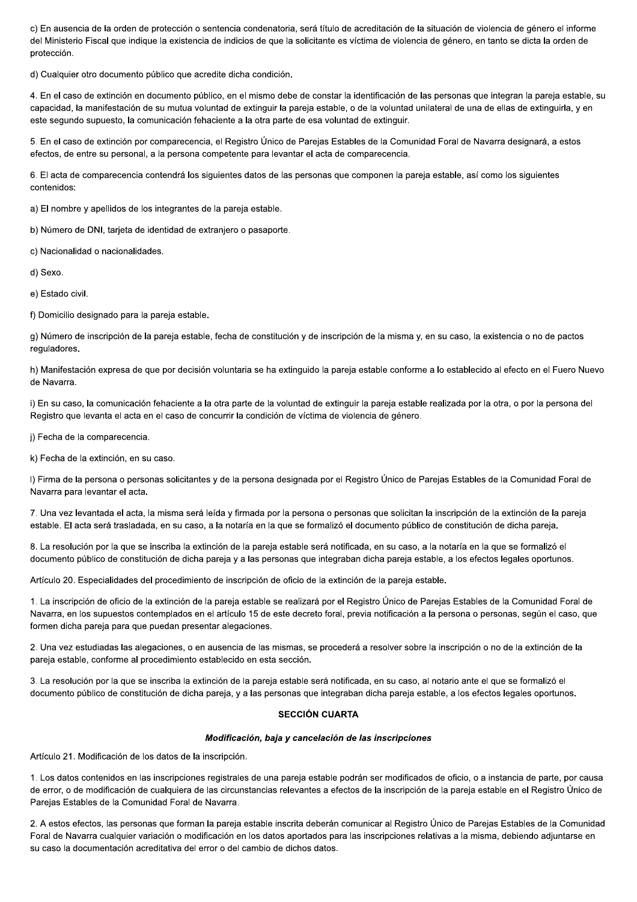c) En ausencia de la orden de protección o sentencia condenatoria, será título de acreditación de la situación de violencia de género el informe del Ministerio Fiscal que indique la existencia de indicios de que la solicitante es víctima de violencia de género, en tanto se dicta la orden de protección.

d) Cualquier otro documento público que acredite dicha condición.

4. En el caso de extinción en documento público, en el mismo debe de constar la identificación de las personas que integran la pareja estable, su capacidad, la manifestación de su mutua voluntad de extinguir la pareja estable, o de la voluntad unilateral de una de ellas de extinguirla, y en este segundo supuesto, la comunicación fehaciente a la otra parte de esa voluntad de extinguir.

5. En el caso de extinción por comparecencia, el Registro Único de Parejas Estables de la Comunidad Foral de Navarra designará, a estos efectos, de entre su personal, a la persona competente para levantar el acta de comparecencia.

6. El acta de comparecencia contendrá los siguientes datos de las personas que componen la pareja estable, así como los siguientes contenidos:

a) El nombre y apellidos de los integrantes de la pareja estable.

b) Número de DNI, tarjeta de identidad de extranjero o pasaporte.

c) Nacionalidad o nacionalidades.

d) Sexo.

e) Estado civil.

f) Domicilio designado para la pareja estable.

g) Número de inscripción de la pareja estable, fecha de constitución y de inscripción de la misma y, en su caso, la existencia o no de pactos reguladores.

h) Manifestación expresa de que por decisión voluntaria se ha extinguido la pareja estable conforme a lo establecido al efecto en el Fuero Nuevo de Navarra.

i) En su caso, la comunicación fehaciente a la otra parte de la voluntad de extinguir la pareja estable realizada por la otra, o por la persona del Registro que levanta el acta en el caso de concurrir la condición de víctima de violencia de género.

j) Fecha de la comparecencia.

k) Fecha de la extinción, en su caso.

l) Firma de la persona o personas solicitantes y de la persona designada por el Registro Único de Parejas Estables de la Comunidad Foral de Navarra para levantar el acta.

7. Una vez levantada el acta, la misma será leída y firmada por la persona o personas que solicitan la inscripción de la extinción de la pareja estable. El acta será trasladada, en su caso, a la notaría en la que se formalizó el documento público de constitución de dicha pareja.

8. La resolución por la que se inscriba la extinción de la pareja estable será notificada, en su caso, a la notaría en la que se formalizó el documento público de constitución de dicha pareja y a las personas que integraban dicha pareja estable, a los efectos legales oportunos.

Artículo 20. Especialidades del procedimiento de inscripción de oficio de la extinción de la pareja estable.

1. La inscripción de oficio de la extinción de la pareja estable se realizará por el Registro Único de Parejas Estables de la Comunidad Foral de Navarra, en los supuestos contemplados en el artículo 15 de este decreto foral, previa notificación a la persona o personas, según el caso, que formen dicha pareja para que puedan presentar alegaciones.

2. Una vez estudiadas las alegaciones, o en ausencia de las mismas, se procederá a resolver sobre la inscripción o no de la extinción de la pareja estable, conforme al procedimiento establecido en esta sección.

3. La resolución por la que se inscriba la extinción de la pareja estable será notificada, en su caso, al notario ante el que se formalizó el documento público de constitución de dicha pareja, y a las personas que integraban dicha pareja estable, a los efectos legales oportunos.

## SECCIÓN CUARTA

### *Modificación, baja y cancelación de las inscripciones*

Artículo 21. Modificación de los datos de la inscripción.

1. Los datos contenidos en las inscripciones registrales de una pareja estable podrán ser modificados de oficio, o a instancia de parte, por causa de error, o de modificación de cualquiera de las circunstancias relevantes a efectos de la inscripción de la pareja estable en el Registro Único de Parejas Estables de la Comunidad Foral de Navarra.

2. A estos efectos, las personas que forman la pareja estable inscrita deberán comunicar al Registro Único de Parejas Estables de la Comunidad Foral de Navarra cualquier variación o modificación en los datos aportados para las inscripciones relativas a la misma, debiendo adjuntarse en su caso la documentación acreditativa del error o del cambio de dichos datos.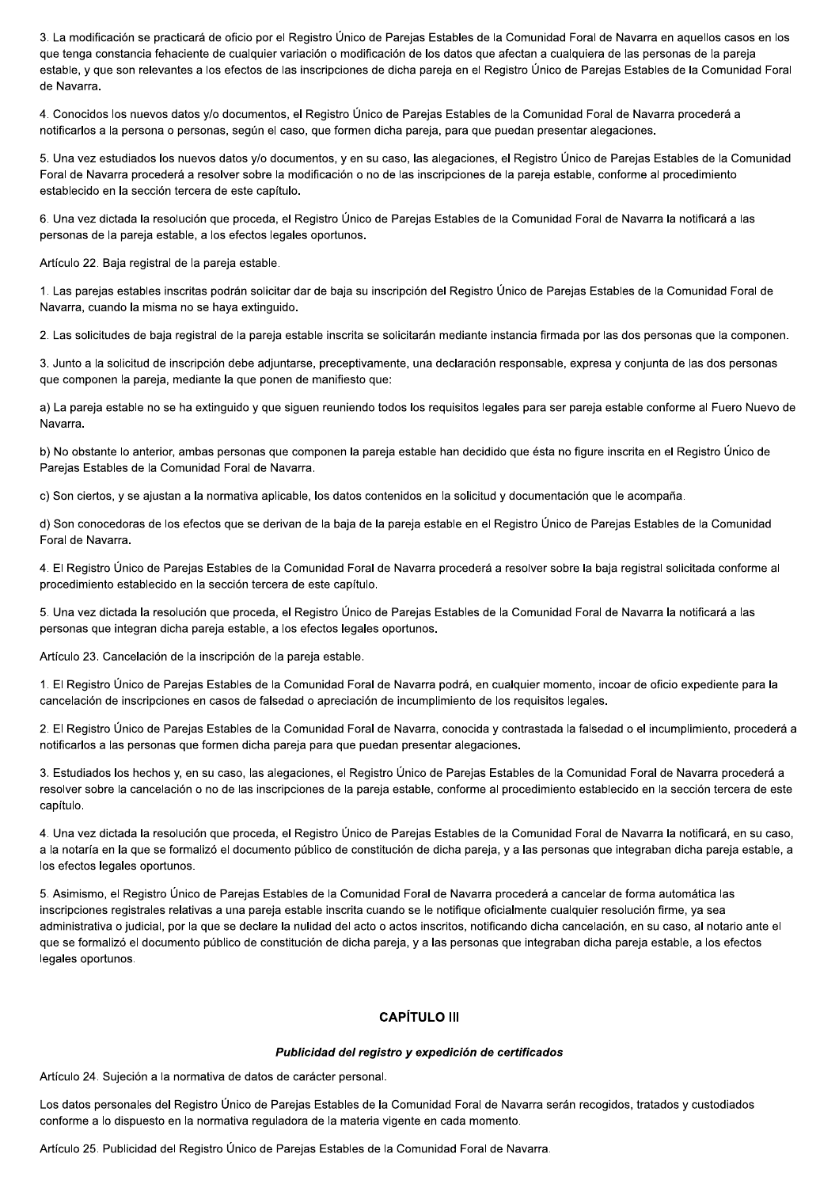3. La modificación se practicará de oficio por el Registro Único de Parejas Estables de la Comunidad Foral de Navarra en aquellos casos en los que tenga constancia fehaciente de cualquier variación o modificación de los datos que afectan a cualquiera de las personas de la pareja estable, y que son relevantes a los efectos de las inscripciones de dicha pareja en el Registro Único de Parejas Estables de la Comunidad Foral de Navarra.

4. Conocidos los nuevos datos y/o documentos, el Registro Único de Parejas Estables de la Comunidad Foral de Navarra procederá a notificarlos a la persona o personas, según el caso, que formen dicha pareja, para que puedan presentar alegaciones.

5. Una vez estudiados los nuevos datos y/o documentos, y en su caso, las alegaciones, el Registro Único de Parejas Estables de la Comunidad Foral de Navarra procederá a resolver sobre la modificación o no de las inscripciones de la pareja estable, conforme al procedimiento establecido en la sección tercera de este capítulo.

6. Una vez dictada la resolución que proceda, el Registro Único de Parejas Estables de la Comunidad Foral de Navarra la notificará a las personas de la pareja estable, a los efectos legales oportunos.

Artículo 22. Baja registral de la pareja estable.

1. Las parejas estables inscritas podrán solicitar dar de baja su inscripción del Registro Único de Parejas Estables de la Comunidad Foral de Navarra, cuando la misma no se haya extinguido.

2. Las solicitudes de baja registral de la pareja estable inscrita se solicitarán mediante instancia firmada por las dos personas que la componen.

3. Junto a la solicitud de inscripción debe adjuntarse, preceptivamente, una declaración responsable, expresa y conjunta de las dos personas que componen la pareja, mediante la que ponen de manifiesto que:

a) La pareja estable no se ha extinguido y que siguen reuniendo todos los requisitos legales para ser pareja estable conforme al Fuero Nuevo de Navarra.

b) No obstante lo anterior, ambas personas que componen la pareja estable han decidido que ésta no figure inscrita en el Registro Único de Parejas Estables de la Comunidad Foral de Navarra.

c) Son ciertos, y se ajustan a la normativa aplicable, los datos contenidos en la solicitud y documentación que le acompaña.

d) Son conocedoras de los efectos que se derivan de la baja de la pareja estable en el Registro Único de Parejas Estables de la Comunidad Foral de Navarra.

4. El Registro Único de Parejas Estables de la Comunidad Foral de Navarra procederá a resolver sobre la baja registral solicitada conforme al procedimiento establecido en la sección tercera de este capítulo.

5. Una vez dictada la resolución que proceda, el Registro Único de Parejas Estables de la Comunidad Foral de Navarra la notificará a las personas que integran dicha pareja estable, a los efectos legales oportunos.

Artículo 23. Cancelación de la inscripción de la pareja estable.

1. El Registro Único de Parejas Estables de la Comunidad Foral de Navarra podrá, en cualquier momento, incoar de oficio expediente para la cancelación de inscripciones en casos de falsedad o apreciación de incumplimiento de los requisitos legales.

2. El Registro Único de Parejas Estables de la Comunidad Foral de Navarra, conocida y contrastada la falsedad o el incumplimiento, procederá a notificarlos a las personas que formen dicha pareja para que puedan presentar alegaciones.

3. Estudiados los hechos y, en su caso, las alegaciones, el Registro Único de Parejas Estables de la Comunidad Foral de Navarra procederá a resolver sobre la cancelación o no de las inscripciones de la pareja estable, conforme al procedimiento establecido en la sección tercera de este capítulo.

4. Una vez dictada la resolución que proceda, el Registro Único de Parejas Estables de la Comunidad Foral de Navarra la notificará, en su caso, a la notaría en la que se formalizó el documento público de constitución de dicha pareja, y a las personas que integraban dicha pareja estable, a los efectos legales oportunos.

5. Asimismo, el Registro Único de Parejas Estables de la Comunidad Foral de Navarra procederá a cancelar de forma automática las inscripciones registrales relativas a una pareja estable inscrita cuando se le notifique oficialmente cualquier resolución firme, ya sea administrativa o judicial, por la que se declare la nulidad del acto o actos inscritos, notificando dicha cancelación, en su caso, al notario ante el que se formalizó el documento público de constitución de dicha pareja, y a las personas que integraban dicha pareja estable, a los efectos legales oportunos.

## CAPÍTULO III

### *Publicidad del registro y expedición de certificados*

Artículo 24. Sujeción a la normativa de datos de carácter personal.

Los datos personales del Registro Único de Parejas Estables de la Comunidad Foral de Navarra serán recogidos, tratados y custodiados conforme a lo dispuesto en la normativa reguladora de la materia vigente en cada momento.

Artículo 25. Publicidad del Registro Único de Parejas Estables de la Comunidad Foral de Navarra.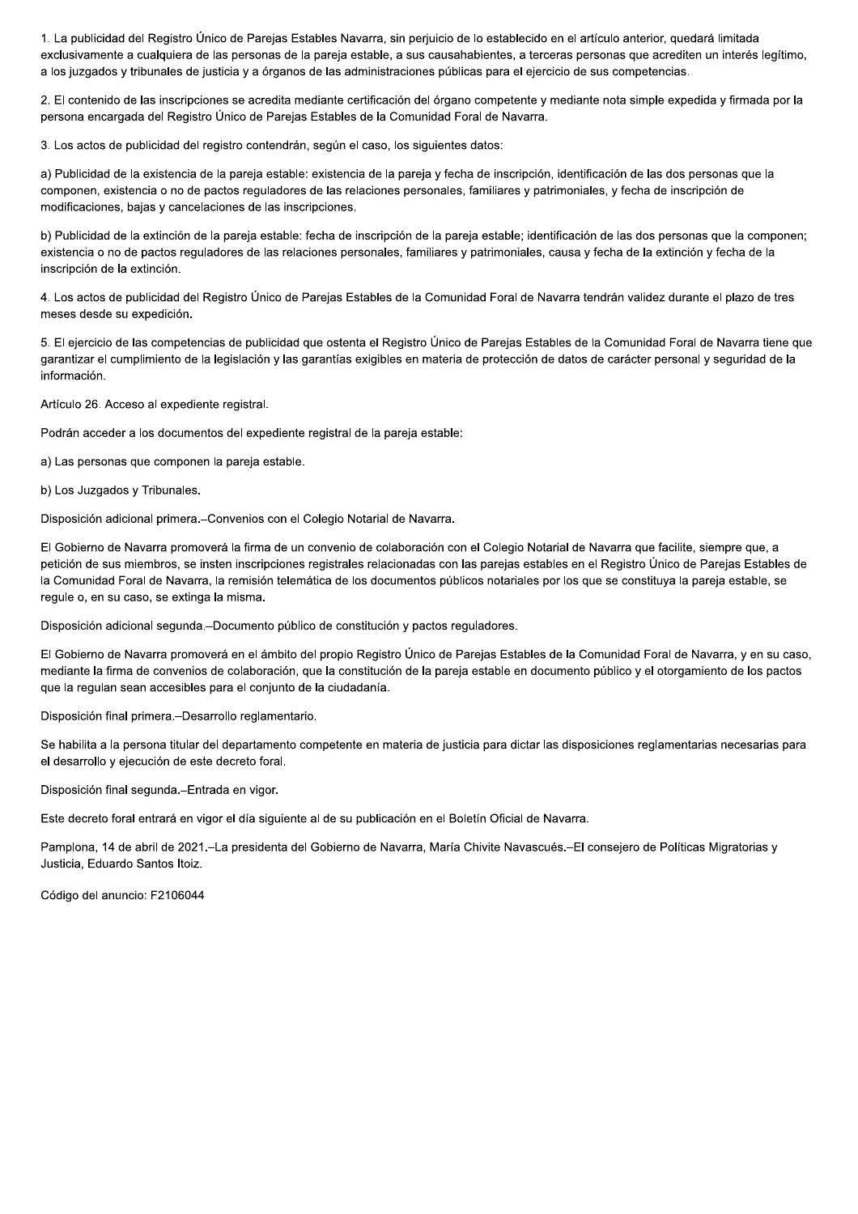1. La publicidad del Registro Único de Parejas Estables Navarra, sin perjuicio de lo establecido en el artículo anterior, quedará limitada exclusivamente a cualquiera de las personas de la pareja estable, a sus causahabientes, a terceras personas que acrediten un interés legítimo, a los juzgados y tribunales de justicia y a órganos de las administraciones públicas para el ejercicio de sus competencias.

2. El contenido de las inscripciones se acredita mediante certificación del órgano competente y mediante nota simple expedida y firmada por la persona encargada del Registro Único de Parejas Estables de la Comunidad Foral de Navarra.

3. Los actos de publicidad del registro contendrán, según el caso, los siguientes datos:

a) Publicidad de la existencia de la pareja estable: existencia de la pareja y fecha de inscripción, identificación de las dos personas que la componen, existencia o no de pactos reguladores de las relaciones personales, familiares y patrimoniales, y fecha de inscripción de modificaciones, bajas y cancelaciones de las inscripciones.

b) Publicidad de la extinción de la pareja estable: fecha de inscripción de la pareja estable; identificación de las dos personas que la componen; existencia o no de pactos reguladores de las relaciones personales, familiares y patrimoniales, causa y fecha de la extinción y fecha de la inscripción de la extinción.

4. Los actos de publicidad del Registro Único de Parejas Estables de la Comunidad Foral de Navarra tendrán validez durante el plazo de tres meses desde su expedición.

5. El ejercicio de las competencias de publicidad que ostenta el Registro Único de Parejas Estables de la Comunidad Foral de Navarra tiene que garantizar el cumplimiento de la legislación y las garantías exigibles en materia de protección de datos de carácter personal y seguridad de la información.

Artículo 26. Acceso al expediente registral.

Podrán acceder a los documentos del expediente registral de la pareja estable:

a) Las personas que componen la pareja estable.

b) Los Juzgados y Tribunales.

Disposición adicional primera.–Convenios con el Colegio Notarial de Navarra.

El Gobierno de Navarra promoverá la firma de un convenio de colaboración con el Colegio Notarial de Navarra que facilite, siempre que, a petición de sus miembros, se insten inscripciones registrales relacionadas con las parejas estables en el Registro Único de Parejas Estables de la Comunidad Foral de Navarra, la remisión telemática de los documentos públicos notariales por los que se constituya la pareja estable, se regule o, en su caso, se extinga la misma.

Disposición adicional segunda.–Documento público de constitución y pactos reguladores.

El Gobierno de Navarra promoverá en el ámbito del propio Registro Único de Parejas Estables de la Comunidad Foral de Navarra, y en su caso, mediante la firma de convenios de colaboración, que la constitución de la pareja estable en documento público y el otorgamiento de los pactos que la regulan sean accesibles para el conjunto de la ciudadanía.

Disposición final primera.–Desarrollo reglamentario.

Se habilita a la persona titular del departamento competente en materia de justicia para dictar las disposiciones reglamentarias necesarias para el desarrollo y ejecución de este decreto foral.

Disposición final segunda.–Entrada en vigor.

Este decreto foral entrará en vigor el día siguiente al de su publicación en el Boletín Oficial de Navarra.

Pamplona, 14 de abril de 2021.–La presidenta del Gobierno de Navarra, María Chivite Navascués.–El consejero de Políticas Migratorias y Justicia, Eduardo Santos Itoiz.

Código del anuncio: F2106044